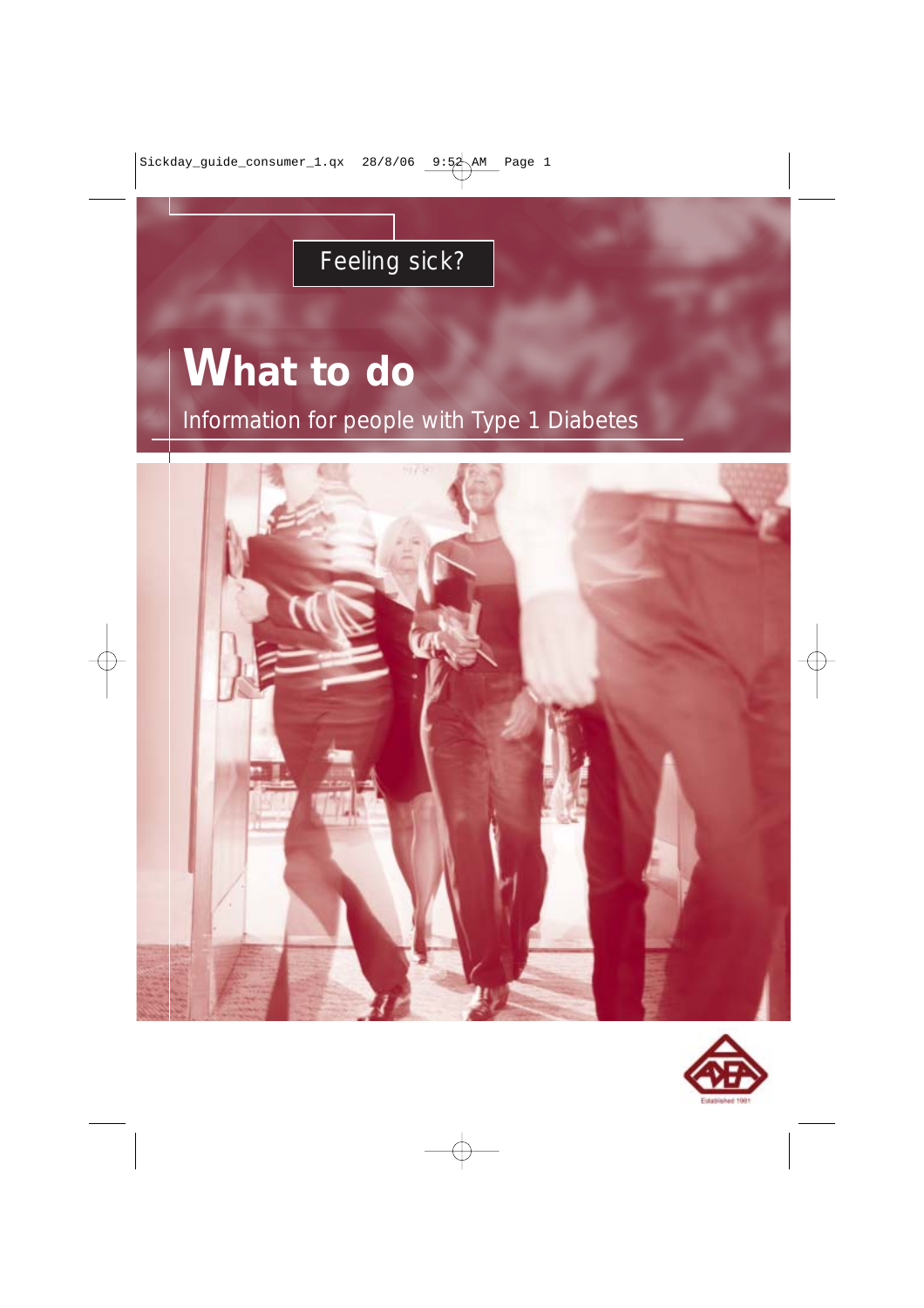Feeling sick?

# What to do

Information for people with Type 1 Diabetes

Established 1981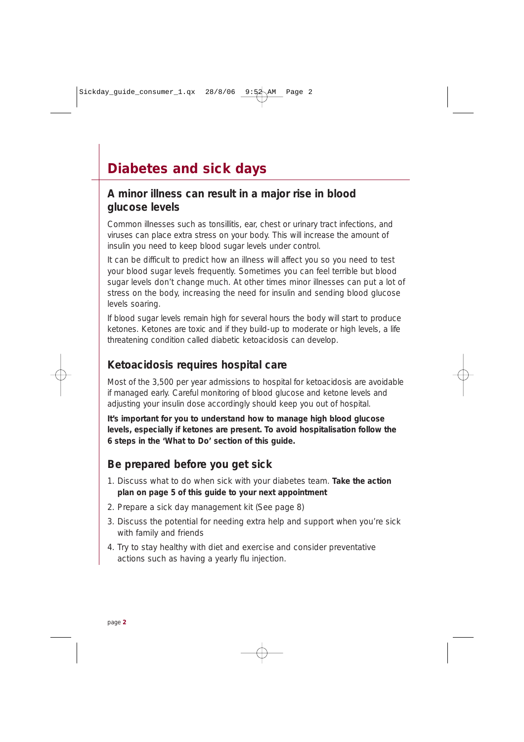# Diabetes and sick days

## A minor illness can result in a major rise in blood glucose levels

Common illnesses such as tonsillitis, ear, chest or urinary tract infections, and viruses can place extra stress on your body. This will increase the amount of insulin you need to keep blood sugar levels under control.

It can be difficult to predict how an illness will affect you so you need to test your blood sugar levels frequently. Sometimes you can feel terrible but blood sugar levels don't change much. At other times minor illnesses can put a lot of stress on the body, increasing the need for insulin and sending blood glucose levels soaring.

If blood sugar levels remain high for several hours the body will start to produce ketones. Ketones are toxic and if they build-up to moderate or high levels, a life threatening condition called diabetic ketoacidosis can develop.

## Ketoacidosis requires hospital care

Most of the 3,500 per year admissions to hospital for ketoacidosis are avoidable if managed early. Careful monitoring of blood glucose and ketone levels and adjusting your insulin dose accordingly should keep you out of hospital.

**It's important for you to understand how to manage high blood glucose levels, especially if ketones are present. To avoid hospitalisation follow the 6 steps in the 'What to Do' section of this guide.**

## Be prepared before you get sick

1. Discuss what to do when sick with your diabetes team. **Take the action plan on page 5 of this guide to your next appointment**
2. Prepare a sick day management kit (See page 8)
3. Discuss the potential for needing extra help and support when you're sick with family and friends
4. Try to stay healthy with diet and exercise and consider preventative actions such as having a yearly flu injection.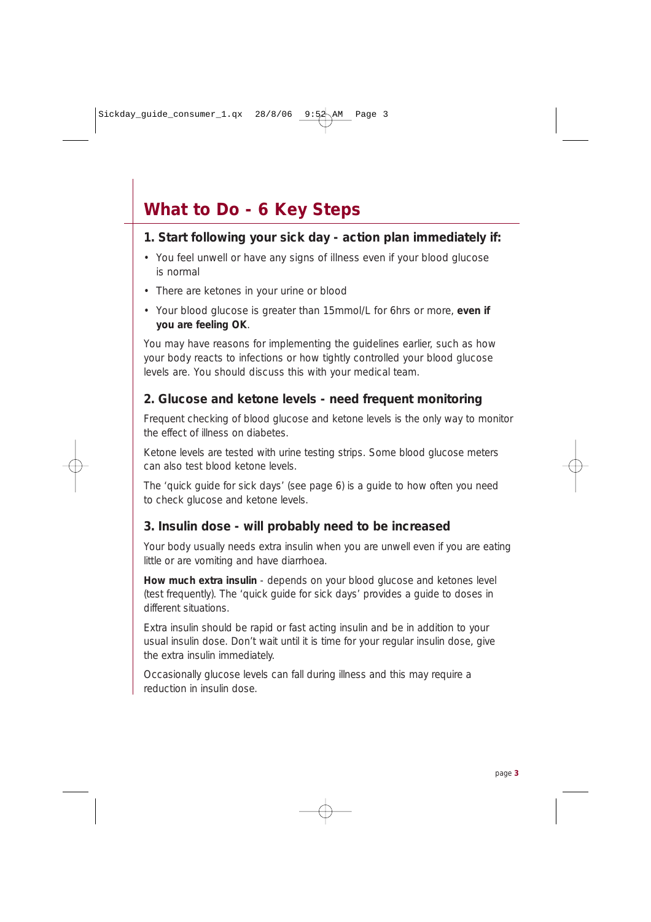# What to Do - 6 Key Steps

## 1. Start following your sick day - action plan immediately if:

- You feel unwell or have any signs of illness even if your blood glucose is normal
- There are ketones in your urine or blood
- Your blood glucose is greater than 15mmol/L for 6hrs or more, **even if you are feeling OK**.

You may have reasons for implementing the guidelines earlier, such as how your body reacts to infections or how tightly controlled your blood glucose levels are. You should discuss this with your medical team.

## 2. Glucose and ketone levels - need frequent monitoring

Frequent checking of blood glucose and ketone levels is the only way to monitor the effect of illness on diabetes.

Ketone levels are tested with urine testing strips. Some blood glucose meters can also test blood ketone levels.

The 'quick guide for sick days' (see page 6) is a guide to how often you need to check glucose and ketone levels.

## 3. Insulin dose - will probably need to be increased

Your body usually needs extra insulin when you are unwell even if you are eating little or are vomiting and have diarrhoea.

**How much extra insulin** - depends on your blood glucose and ketones level (test frequently). The 'quick guide for sick days' provides a guide to doses in different situations.

Extra insulin should be rapid or fast acting insulin and be in addition to your usual insulin dose. Don't wait until it is time for your regular insulin dose, give the extra insulin immediately.

Occasionally glucose levels can fall during illness and this may require a reduction in insulin dose.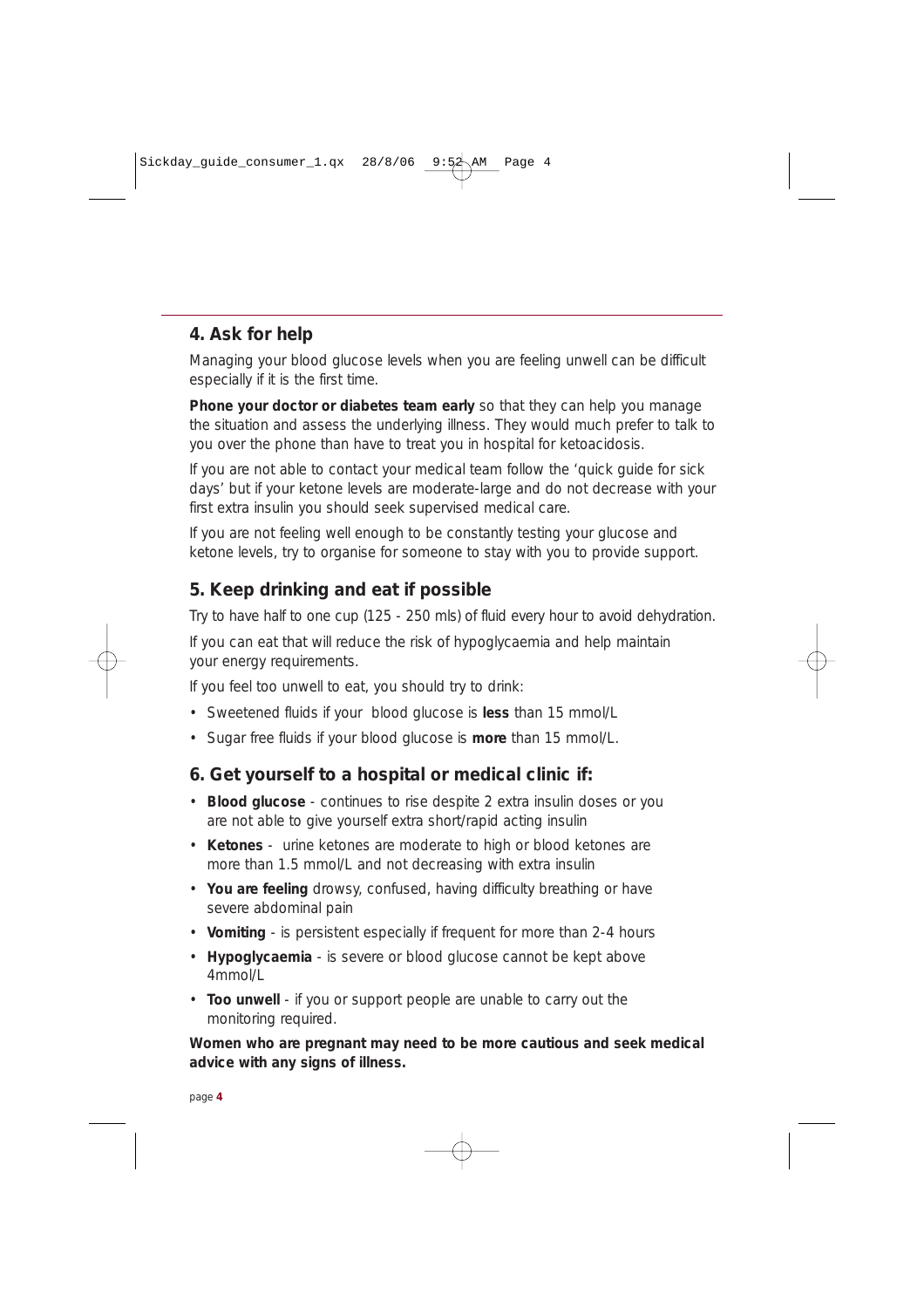## 4. Ask for help

Managing your blood glucose levels when you are feeling unwell can be difficult especially if it is the first time.

**Phone your doctor or diabetes team early** so that they can help you manage the situation and assess the underlying illness. They would much prefer to talk to you over the phone than have to treat you in hospital for ketoacidosis.

If you are not able to contact your medical team follow the 'quick guide for sick days' but if your ketone levels are moderate-large and do not decrease with your first extra insulin you should seek supervised medical care.

If you are not feeling well enough to be constantly testing your glucose and ketone levels, try to organise for someone to stay with you to provide support.

## 5. Keep drinking and eat if possible

Try to have half to one cup (125 - 250 mls) of fluid every hour to avoid dehydration.

If you can eat that will reduce the risk of hypoglycaemia and help maintain your energy requirements.

If you feel too unwell to eat, you should try to drink:

- Sweetened fluids if your blood glucose is **less** than 15 mmol/L
- Sugar free fluids if your blood glucose is **more** than 15 mmol/L.

## 6. Get yourself to a hospital or medical clinic if:

- **Blood glucose** - continues to rise despite 2 extra insulin doses or you are not able to give yourself extra short/rapid acting insulin
- **Ketones** - urine ketones are moderate to high or blood ketones are more than 1.5 mmol/L and not decreasing with extra insulin
- **You are feeling** drowsy, confused, having difficulty breathing or have severe abdominal pain
- **Vomiting** - is persistent especially if frequent for more than 2-4 hours
- **Hypoglycaemia** - is severe or blood glucose cannot be kept above 4mmol/L
- **Too unwell** - if you or support people are unable to carry out the monitoring required.

**Women who are pregnant may need to be more cautious and seek medical advice with any signs of illness.**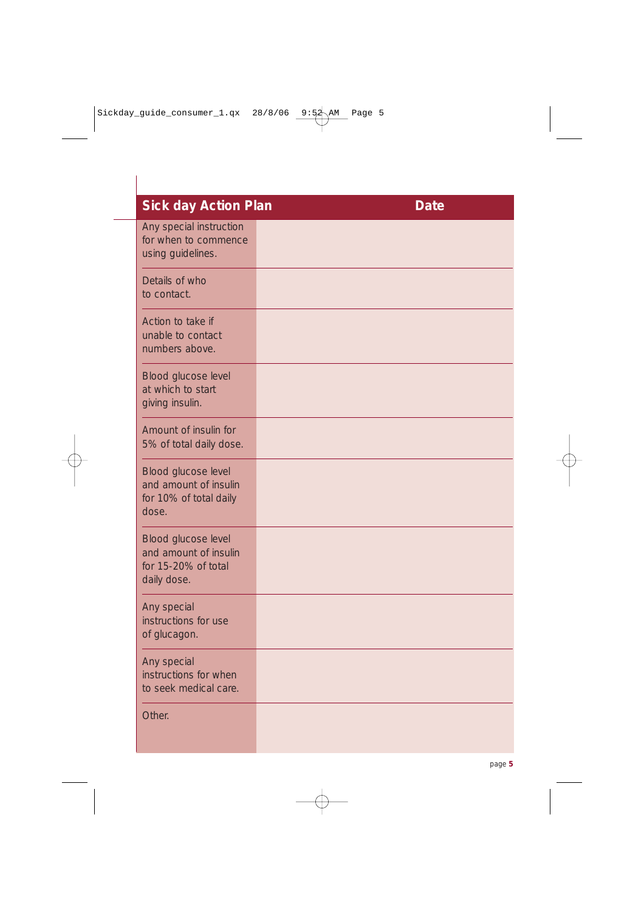| Sick day Action Plan | Date |
| --- | --- |
| Any special instruction for when to commence using guidelines. | |
| Details of who to contact. | |
| Action to take if unable to contact numbers above. | |
| Blood glucose level at which to start giving insulin. | |
| Amount of insulin for 5% of total daily dose. | |
| Blood glucose level and amount of insulin for 10% of total daily dose. | |
| Blood glucose level and amount of insulin for 15-20% of total daily dose. | |
| Any special instructions for use of glucagon. | |
| Any special instructions for when to seek medical care. | |
| Other. | |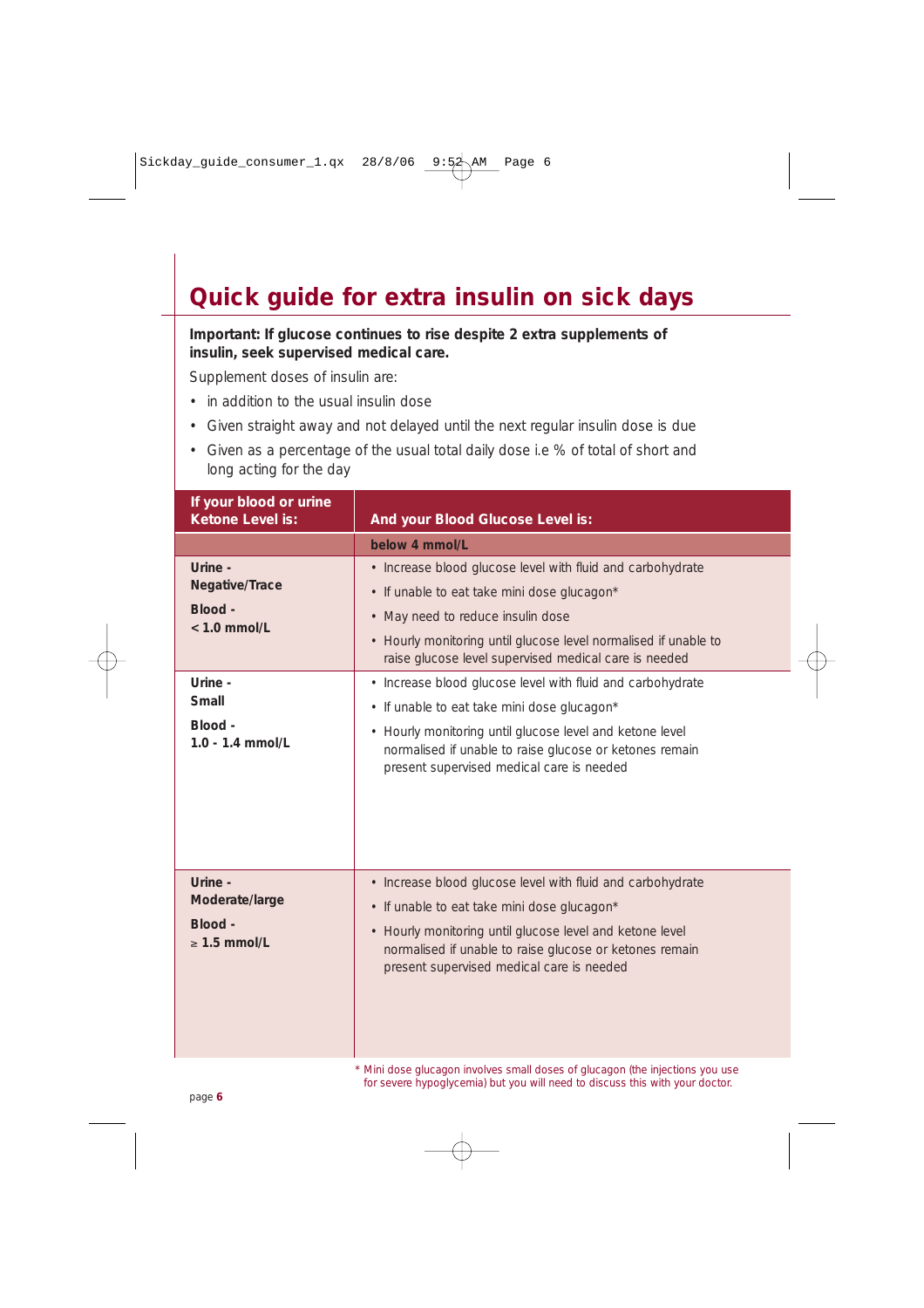# Quick guide for extra insulin on sick days

**Important: If glucose continues to rise despite 2 extra supplements of insulin, seek supervised medical care.**

Supplement doses of insulin are:

- in addition to the usual insulin dose
- Given straight away and not delayed until the next regular insulin dose is due
- Given as a percentage of the usual total daily dose i.e % of total of short and long acting for the day

| If your blood or urine Ketone Level is: | And your Blood Glucose Level is: |
|---|---|
| | **below 4 mmol/L** |
| **Urine - Negative/Trace**<br>**Blood - < 1.0 mmol/L** | • Increase blood glucose level with fluid and carbohydrate<br>• If unable to eat take mini dose glucagon*<br>• May need to reduce insulin dose<br>• Hourly monitoring until glucose level normalised if unable to raise glucose level supervised medical care is needed |
| **Urine - Small**<br>**Blood - 1.0 - 1.4 mmol/L** | • Increase blood glucose level with fluid and carbohydrate<br>• If unable to eat take mini dose glucagon*<br>• Hourly monitoring until glucose level and ketone level normalised if unable to raise glucose or ketones remain present supervised medical care is needed |
| **Urine - Moderate/large**<br>**Blood - ≥ 1.5 mmol/L** | • Increase blood glucose level with fluid and carbohydrate<br>• If unable to eat take mini dose glucagon*<br>• Hourly monitoring until glucose level and ketone level normalised if unable to raise glucose or ketones remain present supervised medical care is needed |

* Mini dose glucagon involves small doses of glucagon (the injections you use for severe hypoglycemia) but you will need to discuss this with your doctor.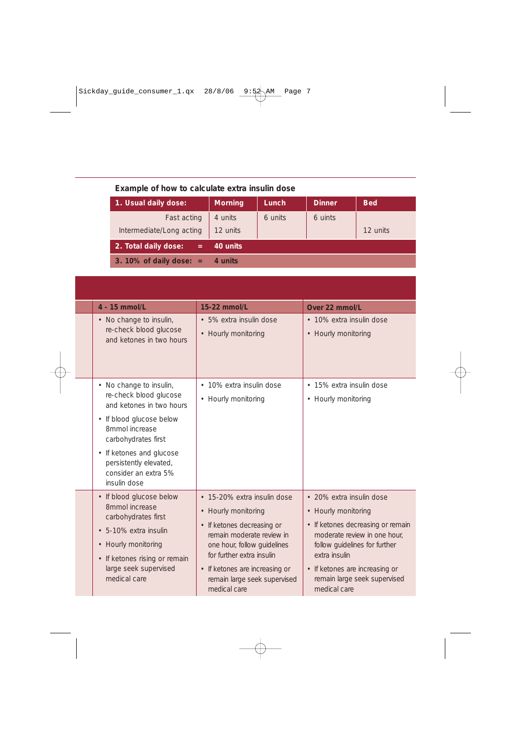**Example of how to calculate extra insulin dose**

| 1. Usual daily dose: | Morning | Lunch | Dinner | Bed |
|---|---|---|---|---|
| Fast acting | 4 units | 6 units | 6 uints | |
| Intermediate/Long acting | 12 units | | | 12 units |
| **2. Total daily dose: =** | **40 units** | | | |
| **3. 10% of daily dose: =** | **4 units** | | | |

| | 4 - 15 mmol/L | 15-22 mmol/L | Over 22 mmol/L |
|---|---|---|---|
| | • No change to insulin, re-check blood glucose and ketones in two hours | • 5% extra insulin dose<br>• Hourly monitoring | • 10% extra insulin dose<br>• Hourly monitoring |
| | • No change to insulin, re-check blood glucose and ketones in two hours<br>• If blood glucose below 8mmol increase carbohydrates first<br>• If ketones and glucose persistently elevated, consider an extra 5% insulin dose | • 10% extra insulin dose<br>• Hourly monitoring | • 15% extra insulin dose<br>• Hourly monitoring |
| | • If blood glucose below 8mmol increase carbohydrates first<br>• 5-10% extra insulin<br>• Hourly monitoring<br>• If ketones rising or remain large seek supervised medical care | • 15-20% extra insulin dose<br>• Hourly monitoring<br>• If ketones decreasing or remain moderate review in one hour, follow guidelines for further extra insulin<br>• If ketones are increasing or remain large seek supervised medical care | • 20% extra insulin dose<br>• Hourly monitoring<br>• If ketones decreasing or remain moderate review in one hour, follow guidelines for further extra insulin<br>• If ketones are increasing or remain large seek supervised medical care |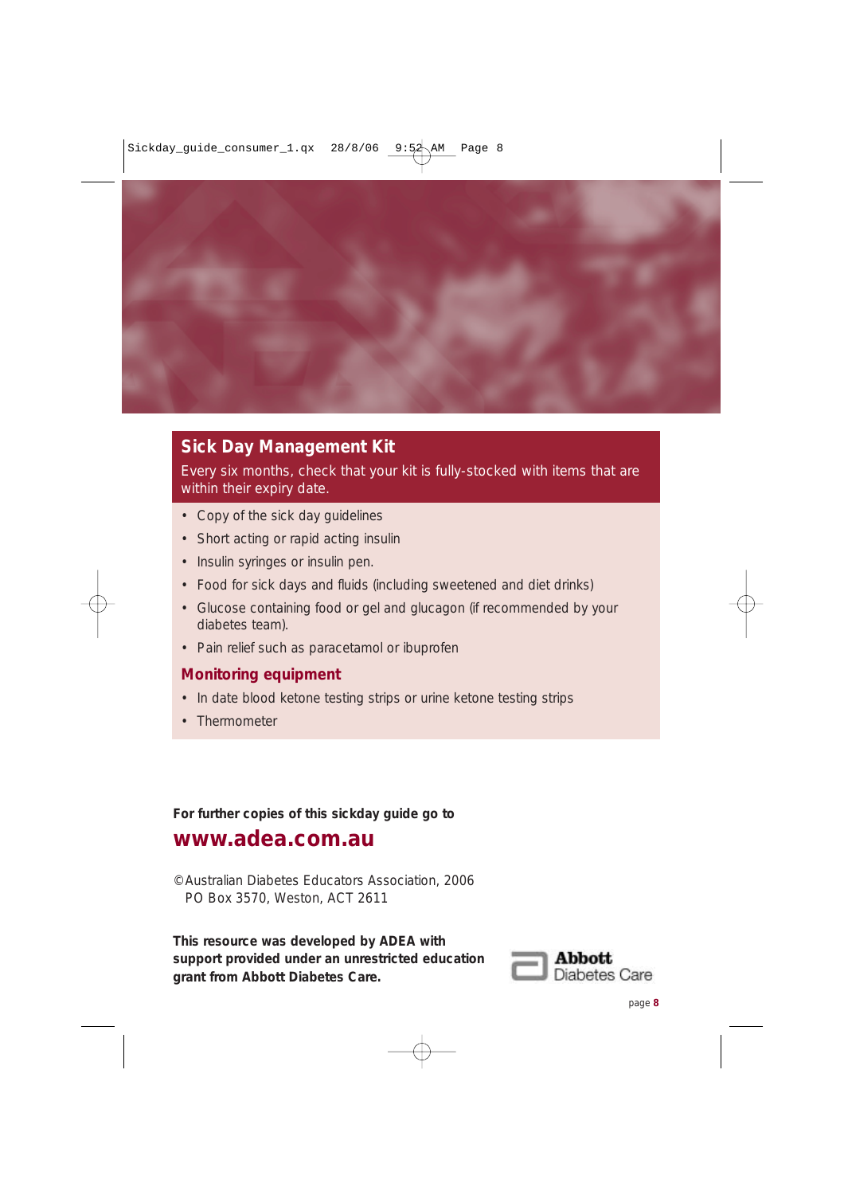## Sick Day Management Kit

Every six months, check that your kit is fully-stocked with items that are within their expiry date.

- Copy of the sick day guidelines
- Short acting or rapid acting insulin
- Insulin syringes or insulin pen.
- Food for sick days and fluids (including sweetened and diet drinks)
- Glucose containing food or gel and glucagon (if recommended by your diabetes team).
- Pain relief such as paracetamol or ibuprofen

### Monitoring equipment

- In date blood ketone testing strips or urine ketone testing strips
- Thermometer

**For further copies of this sickday guide go to**

**www.adea.com.au**

©Australian Diabetes Educators Association, 2006
PO Box 3570, Weston, ACT 2611

**This resource was developed by ADEA with support provided under an unrestricted education grant from Abbott Diabetes Care.**

Abbott Diabetes Care